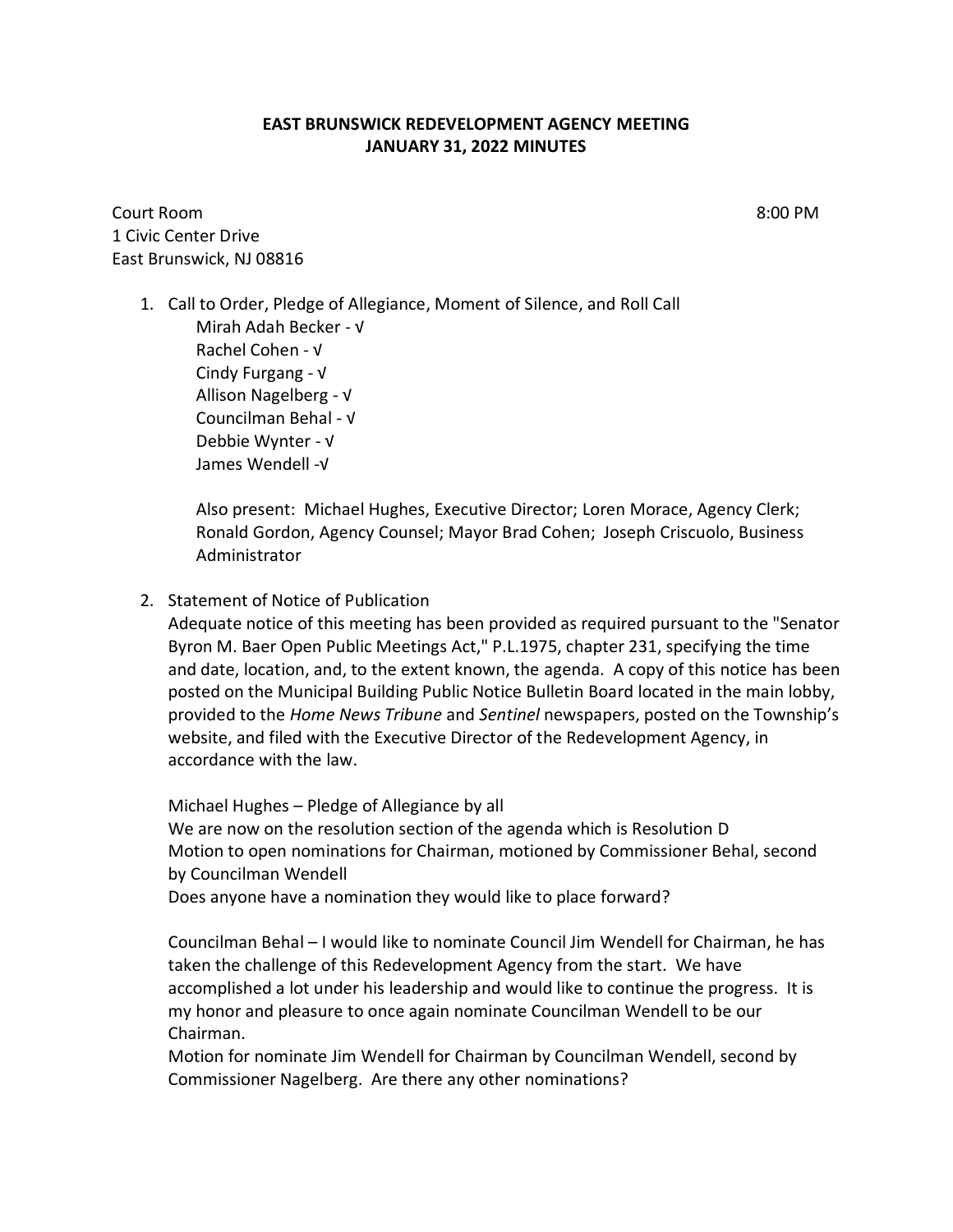# EAST BRUNSWICK REDEVELOPMENT AGENCY MEETING
## JANUARY 31, 2022 MINUTES

Court Room 8:00 PM
1 Civic Center Drive
East Brunswick, NJ 08816

1. Call to Order, Pledge of Allegiance, Moment of Silence, and Roll Call
   - Mirah Adah Becker - √
   - Rachel Cohen - √
   - Cindy Furgang - √
   - Allison Nagelberg - √
   - Councilman Behal - √
   - Debbie Wynter - √
   - James Wendell -√

   Also present: Michael Hughes, Executive Director; Loren Morace, Agency Clerk; Ronald Gordon, Agency Counsel; Mayor Brad Cohen; Joseph Criscuolo, Business Administrator

2. Statement of Notice of Publication

   Adequate notice of this meeting has been provided as required pursuant to the "Senator Byron M. Baer Open Public Meetings Act," P.L.1975, chapter 231, specifying the time and date, location, and, to the extent known, the agenda. A copy of this notice has been posted on the Municipal Building Public Notice Bulletin Board located in the main lobby, provided to the *Home News Tribune* and *Sentinel* newspapers, posted on the Township's website, and filed with the Executive Director of the Redevelopment Agency, in accordance with the law.

   Michael Hughes – Pledge of Allegiance by all
   We are now on the resolution section of the agenda which is Resolution D
   Motion to open nominations for Chairman, motioned by Commissioner Behal, second by Councilman Wendell
   Does anyone have a nomination they would like to place forward?

   Councilman Behal – I would like to nominate Council Jim Wendell for Chairman, he has taken the challenge of this Redevelopment Agency from the start. We have accomplished a lot under his leadership and would like to continue the progress. It is my honor and pleasure to once again nominate Councilman Wendell to be our Chairman.
   Motion for nominate Jim Wendell for Chairman by Councilman Wendell, second by Commissioner Nagelberg. Are there any other nominations?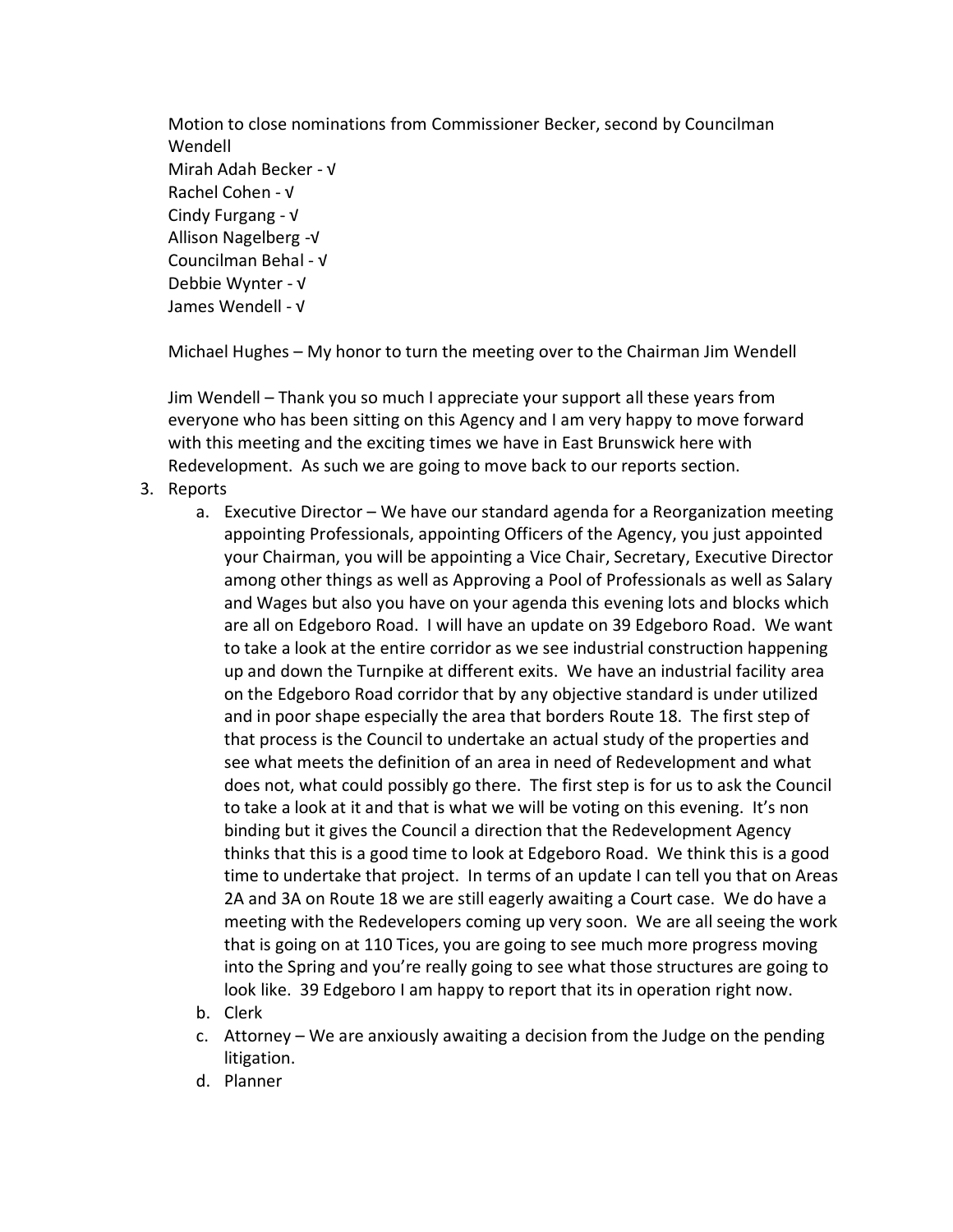Motion to close nominations from Commissioner Becker, second by Councilman Wendell
Mirah Adah Becker - √
Rachel Cohen - √
Cindy Furgang - √
Allison Nagelberg -√
Councilman Behal - √
Debbie Wynter - √
James Wendell - √

Michael Hughes – My honor to turn the meeting over to the Chairman Jim Wendell

Jim Wendell – Thank you so much I appreciate your support all these years from everyone who has been sitting on this Agency and I am very happy to move forward with this meeting and the exciting times we have in East Brunswick here with Redevelopment. As such we are going to move back to our reports section.

3. Reports
   a. Executive Director – We have our standard agenda for a Reorganization meeting appointing Professionals, appointing Officers of the Agency, you just appointed your Chairman, you will be appointing a Vice Chair, Secretary, Executive Director among other things as well as Approving a Pool of Professionals as well as Salary and Wages but also you have on your agenda this evening lots and blocks which are all on Edgeboro Road. I will have an update on 39 Edgeboro Road. We want to take a look at the entire corridor as we see industrial construction happening up and down the Turnpike at different exits. We have an industrial facility area on the Edgeboro Road corridor that by any objective standard is under utilized and in poor shape especially the area that borders Route 18. The first step of that process is the Council to undertake an actual study of the properties and see what meets the definition of an area in need of Redevelopment and what does not, what could possibly go there. The first step is for us to ask the Council to take a look at it and that is what we will be voting on this evening. It's non binding but it gives the Council a direction that the Redevelopment Agency thinks that this is a good time to look at Edgeboro Road. We think this is a good time to undertake that project. In terms of an update I can tell you that on Areas 2A and 3A on Route 18 we are still eagerly awaiting a Court case. We do have a meeting with the Redevelopers coming up very soon. We are all seeing the work that is going on at 110 Tices, you are going to see much more progress moving into the Spring and you're really going to see what those structures are going to look like. 39 Edgeboro I am happy to report that its in operation right now.
   b. Clerk
   c. Attorney – We are anxiously awaiting a decision from the Judge on the pending litigation.
   d. Planner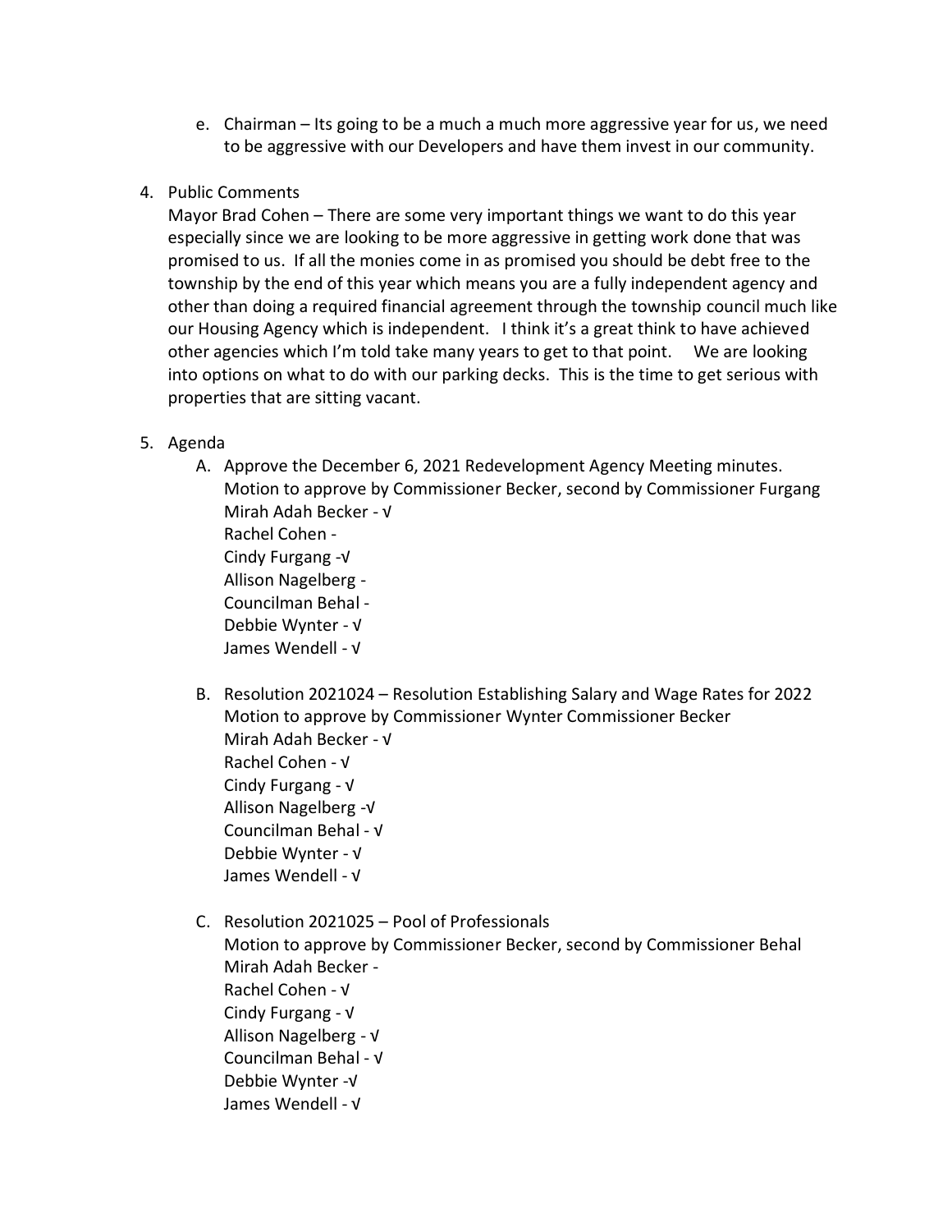e. Chairman – Its going to be a much a much more aggressive year for us, we need to be aggressive with our Developers and have them invest in our community.

4. Public Comments

Mayor Brad Cohen – There are some very important things we want to do this year especially since we are looking to be more aggressive in getting work done that was promised to us. If all the monies come in as promised you should be debt free to the township by the end of this year which means you are a fully independent agency and other than doing a required financial agreement through the township council much like our Housing Agency which is independent. I think it's a great think to have achieved other agencies which I'm told take many years to get to that point. We are looking into options on what to do with our parking decks. This is the time to get serious with properties that are sitting vacant.

5. Agenda

A. Approve the December 6, 2021 Redevelopment Agency Meeting minutes.
Motion to approve by Commissioner Becker, second by Commissioner Furgang
Mirah Adah Becker - √
Rachel Cohen -
Cindy Furgang -√
Allison Nagelberg -
Councilman Behal -
Debbie Wynter - √
James Wendell - √

B. Resolution 2021024 – Resolution Establishing Salary and Wage Rates for 2022
Motion to approve by Commissioner Wynter Commissioner Becker
Mirah Adah Becker - √
Rachel Cohen - √
Cindy Furgang - √
Allison Nagelberg -√
Councilman Behal - √
Debbie Wynter - √
James Wendell - √

C. Resolution 2021025 – Pool of Professionals
Motion to approve by Commissioner Becker, second by Commissioner Behal
Mirah Adah Becker -
Rachel Cohen - √
Cindy Furgang - √
Allison Nagelberg - √
Councilman Behal - √
Debbie Wynter -√
James Wendell - √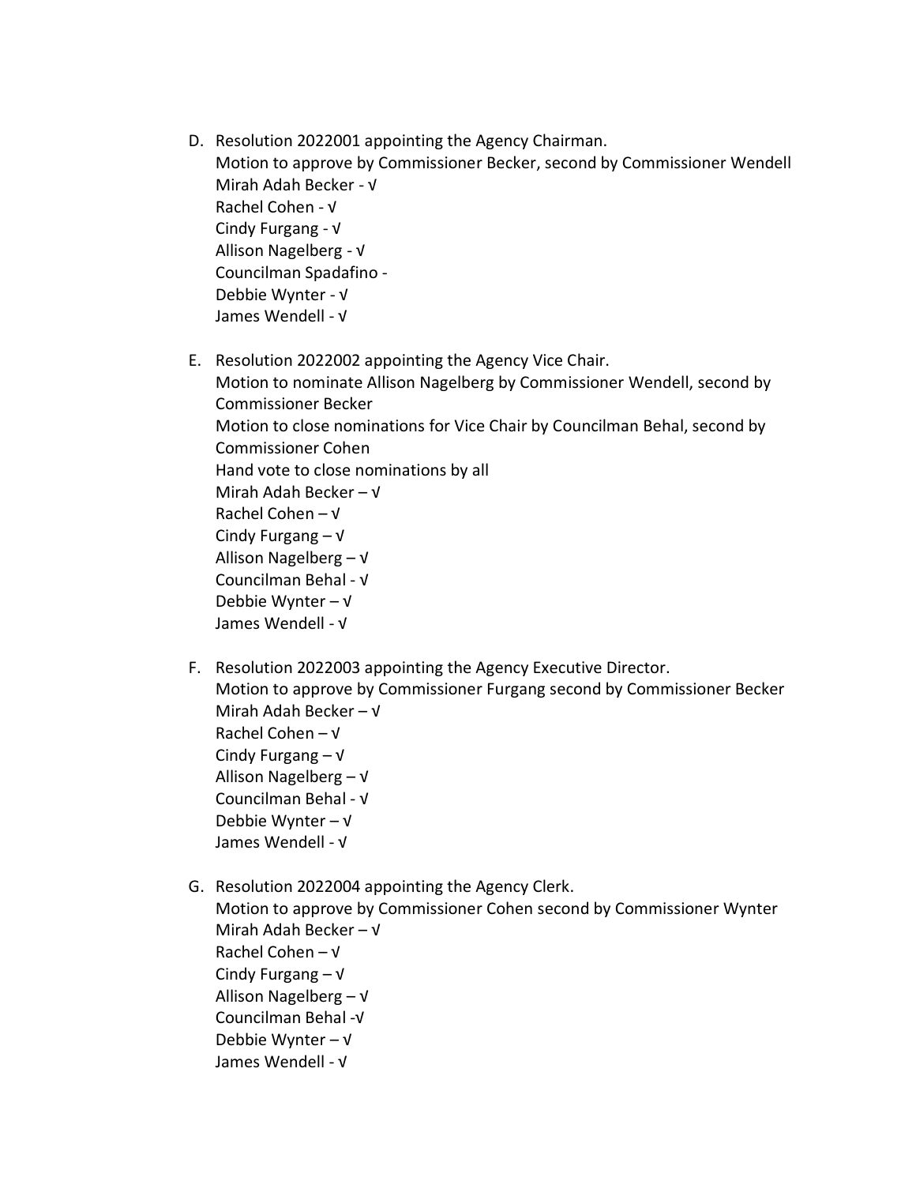D. Resolution 2022001 appointing the Agency Chairman.
   Motion to approve by Commissioner Becker, second by Commissioner Wendell
   Mirah Adah Becker - √
   Rachel Cohen - √
   Cindy Furgang - √
   Allison Nagelberg - √
   Councilman Spadafino -
   Debbie Wynter - √
   James Wendell - √

E. Resolution 2022002 appointing the Agency Vice Chair.
   Motion to nominate Allison Nagelberg by Commissioner Wendell, second by Commissioner Becker
   Motion to close nominations for Vice Chair by Councilman Behal, second by Commissioner Cohen
   Hand vote to close nominations by all
   Mirah Adah Becker – √
   Rachel Cohen – √
   Cindy Furgang – √
   Allison Nagelberg – √
   Councilman Behal - √
   Debbie Wynter – √
   James Wendell - √

F. Resolution 2022003 appointing the Agency Executive Director.
   Motion to approve by Commissioner Furgang second by Commissioner Becker
   Mirah Adah Becker – √
   Rachel Cohen – √
   Cindy Furgang – √
   Allison Nagelberg – √
   Councilman Behal - √
   Debbie Wynter – √
   James Wendell - √

G. Resolution 2022004 appointing the Agency Clerk.
   Motion to approve by Commissioner Cohen second by Commissioner Wynter
   Mirah Adah Becker – √
   Rachel Cohen – √
   Cindy Furgang – √
   Allison Nagelberg – √
   Councilman Behal -√
   Debbie Wynter – √
   James Wendell - √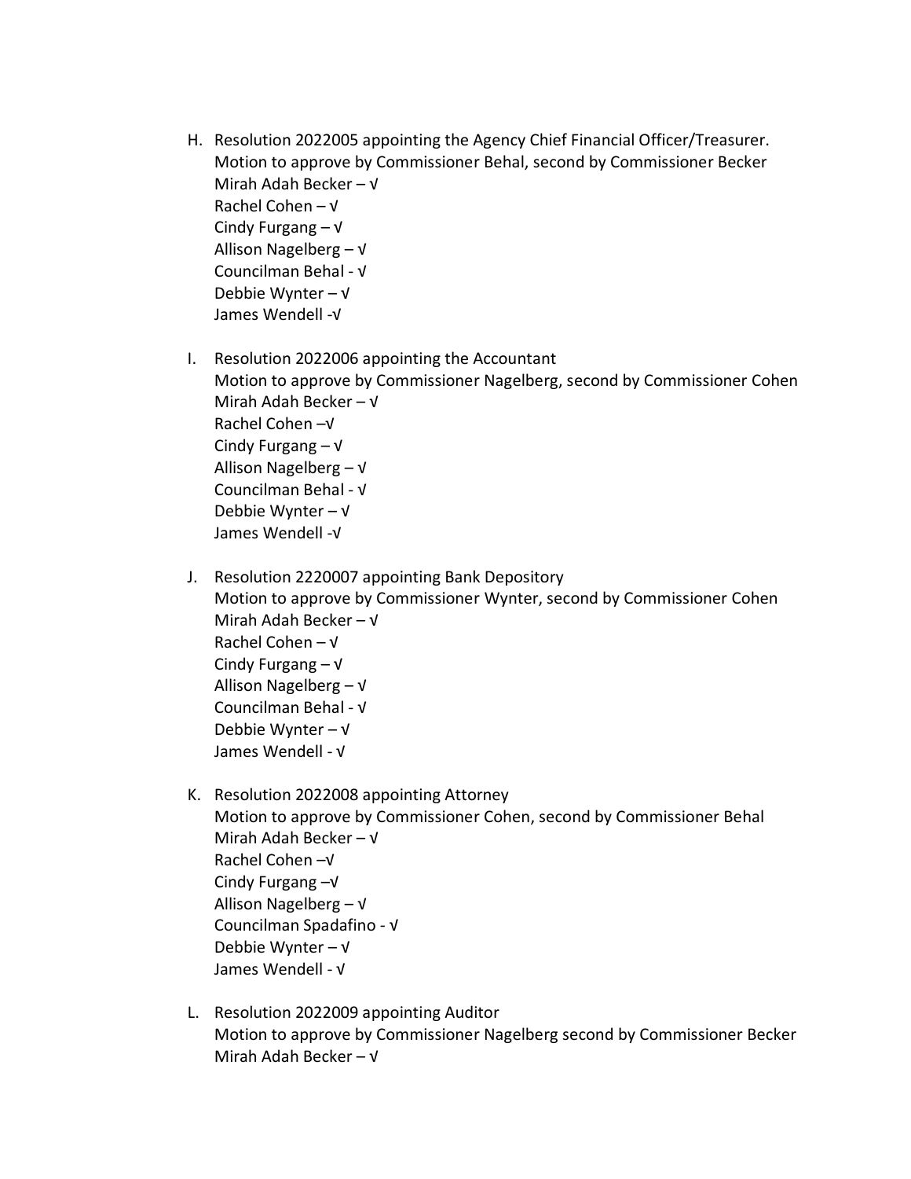H. Resolution 2022005 appointing the Agency Chief Financial Officer/Treasurer.
   Motion to approve by Commissioner Behal, second by Commissioner Becker
   Mirah Adah Becker – √
   Rachel Cohen – √
   Cindy Furgang – √
   Allison Nagelberg – √
   Councilman Behal - √
   Debbie Wynter – √
   James Wendell -√

I. Resolution 2022006 appointing the Accountant
   Motion to approve by Commissioner Nagelberg, second by Commissioner Cohen
   Mirah Adah Becker – √
   Rachel Cohen –√
   Cindy Furgang – √
   Allison Nagelberg – √
   Councilman Behal - √
   Debbie Wynter – √
   James Wendell -√

J. Resolution 2220007 appointing Bank Depository
   Motion to approve by Commissioner Wynter, second by Commissioner Cohen
   Mirah Adah Becker – √
   Rachel Cohen – √
   Cindy Furgang – √
   Allison Nagelberg – √
   Councilman Behal - √
   Debbie Wynter – √
   James Wendell - √

K. Resolution 2022008 appointing Attorney
   Motion to approve by Commissioner Cohen, second by Commissioner Behal
   Mirah Adah Becker – √
   Rachel Cohen –√
   Cindy Furgang –√
   Allison Nagelberg – √
   Councilman Spadafino - √
   Debbie Wynter – √
   James Wendell - √

L. Resolution 2022009 appointing Auditor
   Motion to approve by Commissioner Nagelberg second by Commissioner Becker
   Mirah Adah Becker – √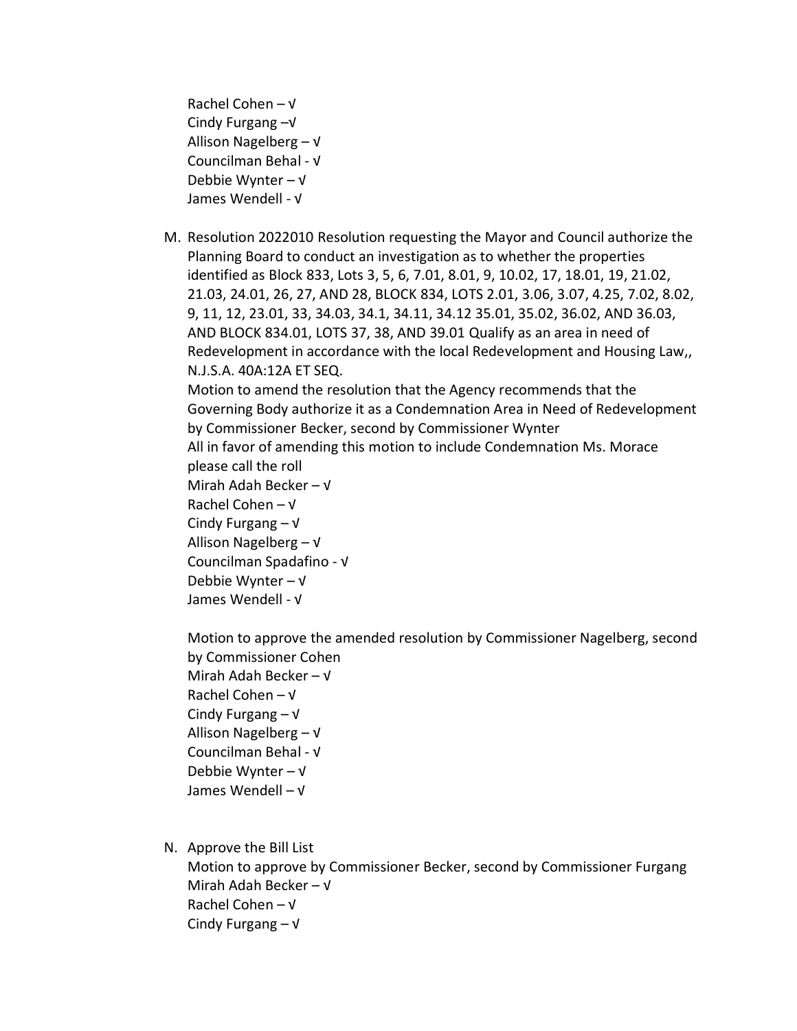Rachel Cohen – √  
Cindy Furgang –√  
Allison Nagelberg – √  
Councilman Behal - √  
Debbie Wynter – √  
James Wendell - √

M. Resolution 2022010 Resolution requesting the Mayor and Council authorize the Planning Board to conduct an investigation as to whether the properties identified as Block 833, Lots 3, 5, 6, 7.01, 8.01, 9, 10.02, 17, 18.01, 19, 21.02, 21.03, 24.01, 26, 27, AND 28, BLOCK 834, LOTS 2.01, 3.06, 3.07, 4.25, 7.02, 8.02, 9, 11, 12, 23.01, 33, 34.03, 34.1, 34.11, 34.12 35.01, 35.02, 36.02, AND 36.03, AND BLOCK 834.01, LOTS 37, 38, AND 39.01 Qualify as an area in need of Redevelopment in accordance with the local Redevelopment and Housing Law,, N.J.S.A. 40A:12A ET SEQ.  
Motion to amend the resolution that the Agency recommends that the Governing Body authorize it as a Condemnation Area in Need of Redevelopment by Commissioner Becker, second by Commissioner Wynter  
All in favor of amending this motion to include Condemnation Ms. Morace please call the roll  
Mirah Adah Becker – √  
Rachel Cohen – √  
Cindy Furgang – √  
Allison Nagelberg – √  
Councilman Spadafino - √  
Debbie Wynter – √  
James Wendell - √

Motion to approve the amended resolution by Commissioner Nagelberg, second by Commissioner Cohen  
Mirah Adah Becker – √  
Rachel Cohen – √  
Cindy Furgang – √  
Allison Nagelberg – √  
Councilman Behal - √  
Debbie Wynter – √  
James Wendell – √

N. Approve the Bill List  
Motion to approve by Commissioner Becker, second by Commissioner Furgang  
Mirah Adah Becker – √  
Rachel Cohen – √  
Cindy Furgang – √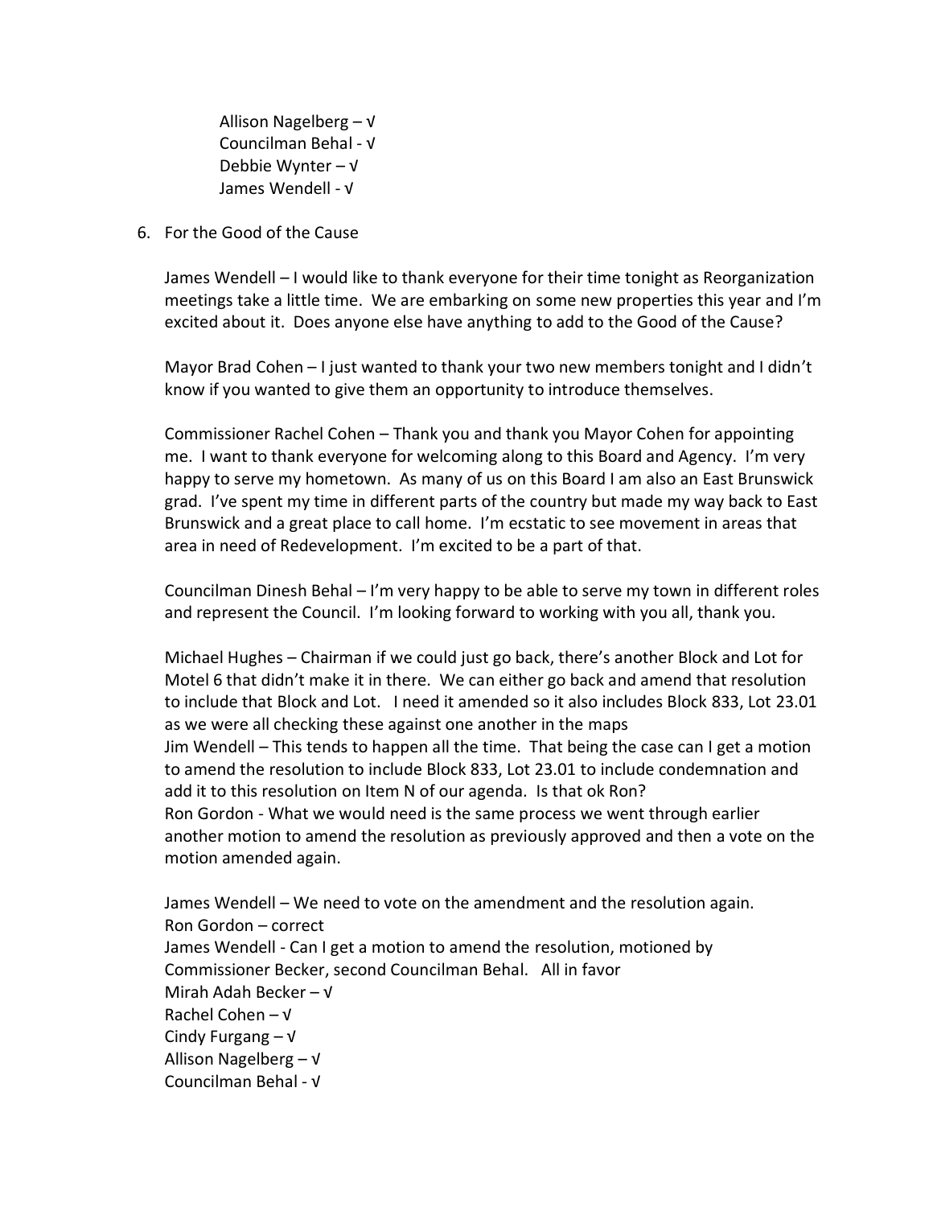Allison Nagelberg – √
Councilman Behal - √
Debbie Wynter – √
James Wendell - √

6. For the Good of the Cause

   James Wendell – I would like to thank everyone for their time tonight as Reorganization meetings take a little time. We are embarking on some new properties this year and I'm excited about it. Does anyone else have anything to add to the Good of the Cause?

   Mayor Brad Cohen – I just wanted to thank your two new members tonight and I didn't know if you wanted to give them an opportunity to introduce themselves.

   Commissioner Rachel Cohen – Thank you and thank you Mayor Cohen for appointing me. I want to thank everyone for welcoming along to this Board and Agency. I'm very happy to serve my hometown. As many of us on this Board I am also an East Brunswick grad. I've spent my time in different parts of the country but made my way back to East Brunswick and a great place to call home. I'm ecstatic to see movement in areas that area in need of Redevelopment. I'm excited to be a part of that.

   Councilman Dinesh Behal – I'm very happy to be able to serve my town in different roles and represent the Council. I'm looking forward to working with you all, thank you.

   Michael Hughes – Chairman if we could just go back, there's another Block and Lot for Motel 6 that didn't make it in there. We can either go back and amend that resolution to include that Block and Lot. I need it amended so it also includes Block 833, Lot 23.01 as we were all checking these against one another in the maps
   Jim Wendell – This tends to happen all the time. That being the case can I get a motion to amend the resolution to include Block 833, Lot 23.01 to include condemnation and add it to this resolution on Item N of our agenda. Is that ok Ron?
   Ron Gordon - What we would need is the same process we went through earlier another motion to amend the resolution as previously approved and then a vote on the motion amended again.

   James Wendell – We need to vote on the amendment and the resolution again.
   Ron Gordon – correct
   James Wendell - Can I get a motion to amend the resolution, motioned by Commissioner Becker, second Councilman Behal. All in favor
   Mirah Adah Becker – √
   Rachel Cohen – √
   Cindy Furgang – √
   Allison Nagelberg – √
   Councilman Behal - √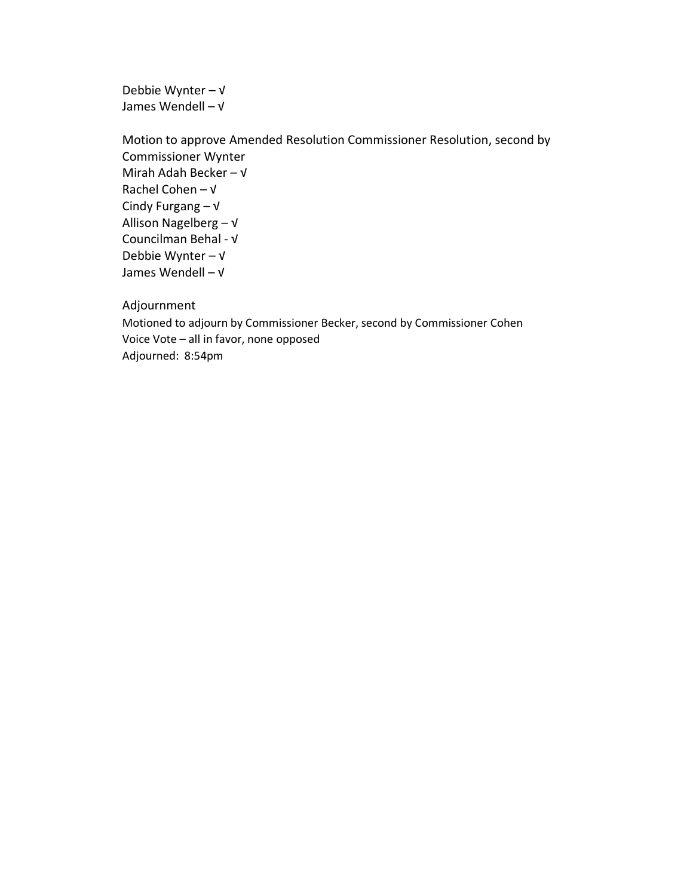Debbie Wynter – √
James Wendell – √

Motion to approve Amended Resolution Commissioner Resolution, second by Commissioner Wynter
Mirah Adah Becker – √
Rachel Cohen – √
Cindy Furgang – √
Allison Nagelberg – √
Councilman Behal - √
Debbie Wynter – √
James Wendell – √

Adjournment
Motioned to adjourn by Commissioner Becker, second by Commissioner Cohen
Voice Vote – all in favor, none opposed
Adjourned: 8:54pm